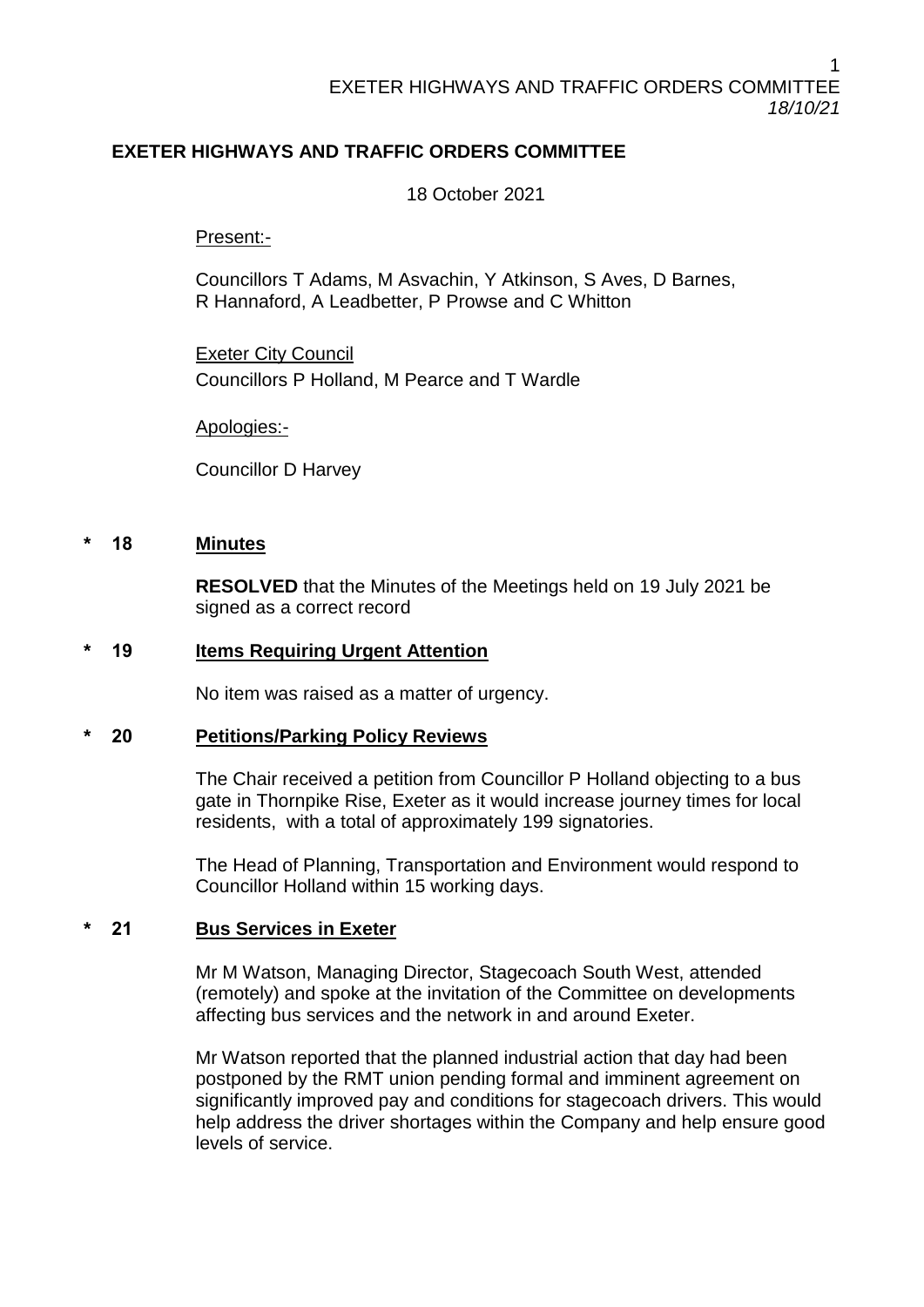# EXETER HIGHWAYS AND TRAFFIC ORDERS COMMITTEE

18 October 2021

Present:-

Councillors T Adams, M Asvachin, Y Atkinson, S Aves, D Barnes, R Hannaford, A Leadbetter, P Prowse and C Whitton

Exeter City Council
Councillors P Holland, M Pearce and T Wardle

Apologies:-

Councillor D Harvey

## * 18 Minutes

**RESOLVED** that the Minutes of the Meetings held on 19 July 2021 be signed as a correct record

## * 19 Items Requiring Urgent Attention

No item was raised as a matter of urgency.

## * 20 Petitions/Parking Policy Reviews

The Chair received a petition from Councillor P Holland objecting to a bus gate in Thornpike Rise, Exeter as it would increase journey times for local residents, with a total of approximately 199 signatories.

The Head of Planning, Transportation and Environment would respond to Councillor Holland within 15 working days.

## * 21 Bus Services in Exeter

Mr M Watson, Managing Director, Stagecoach South West, attended (remotely) and spoke at the invitation of the Committee on developments affecting bus services and the network in and around Exeter.

Mr Watson reported that the planned industrial action that day had been postponed by the RMT union pending formal and imminent agreement on significantly improved pay and conditions for stagecoach drivers. This would help address the driver shortages within the Company and help ensure good levels of service.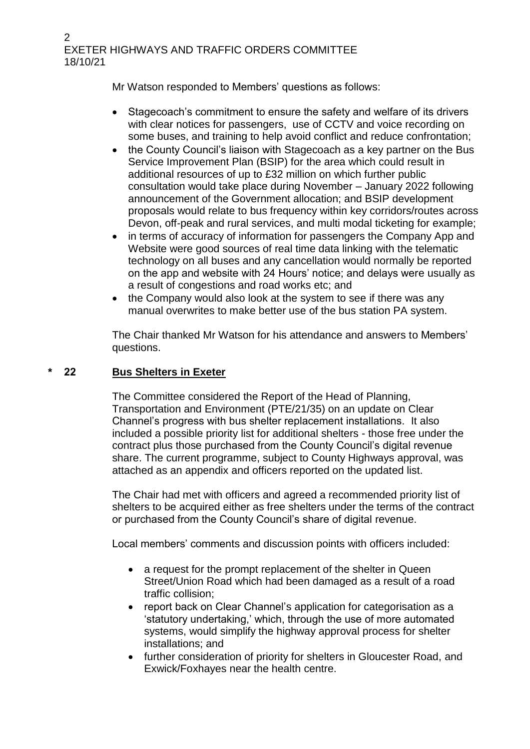Mr Watson responded to Members' questions as follows:

- Stagecoach's commitment to ensure the safety and welfare of its drivers with clear notices for passengers, use of CCTV and voice recording on some buses, and training to help avoid conflict and reduce confrontation;
- the County Council's liaison with Stagecoach as a key partner on the Bus Service Improvement Plan (BSIP) for the area which could result in additional resources of up to £32 million on which further public consultation would take place during November – January 2022 following announcement of the Government allocation; and BSIP development proposals would relate to bus frequency within key corridors/routes across Devon, off-peak and rural services, and multi modal ticketing for example;
- in terms of accuracy of information for passengers the Company App and Website were good sources of real time data linking with the telematic technology on all buses and any cancellation would normally be reported on the app and website with 24 Hours' notice; and delays were usually as a result of congestions and road works etc; and
- the Company would also look at the system to see if there was any manual overwrites to make better use of the bus station PA system.

The Chair thanked Mr Watson for his attendance and answers to Members' questions.

## * 22 Bus Shelters in Exeter

The Committee considered the Report of the Head of Planning, Transportation and Environment (PTE/21/35) on an update on Clear Channel's progress with bus shelter replacement installations. It also included a possible priority list for additional shelters - those free under the contract plus those purchased from the County Council's digital revenue share. The current programme, subject to County Highways approval, was attached as an appendix and officers reported on the updated list.

The Chair had met with officers and agreed a recommended priority list of shelters to be acquired either as free shelters under the terms of the contract or purchased from the County Council's share of digital revenue.

Local members' comments and discussion points with officers included:

- a request for the prompt replacement of the shelter in Queen Street/Union Road which had been damaged as a result of a road traffic collision;
- report back on Clear Channel's application for categorisation as a 'statutory undertaking,' which, through the use of more automated systems, would simplify the highway approval process for shelter installations; and
- further consideration of priority for shelters in Gloucester Road, and Exwick/Foxhayes near the health centre.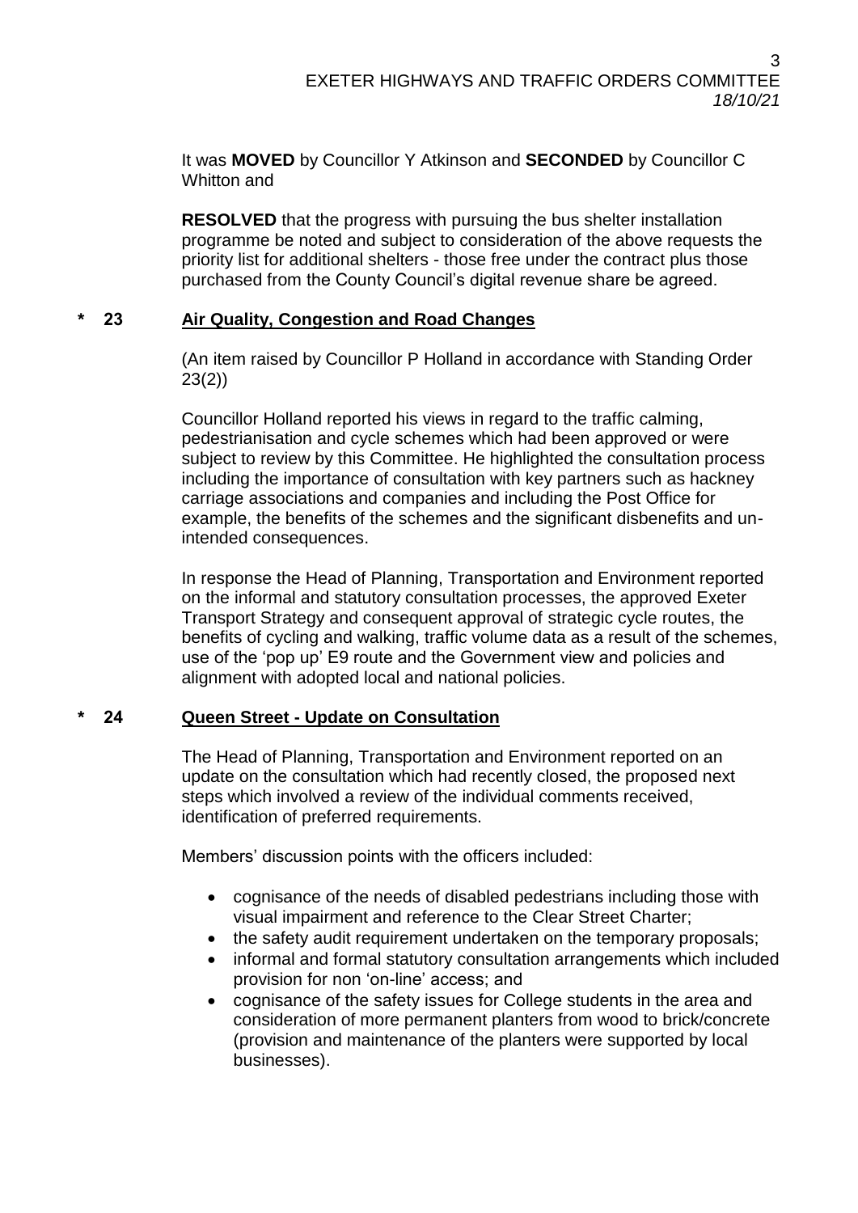It was **MOVED** by Councillor Y Atkinson and **SECONDED** by Councillor C Whitton and

**RESOLVED** that the progress with pursuing the bus shelter installation programme be noted and subject to consideration of the above requests the priority list for additional shelters - those free under the contract plus those purchased from the County Council's digital revenue share be agreed.

## \* 23 Air Quality, Congestion and Road Changes

(An item raised by Councillor P Holland in accordance with Standing Order 23(2))

Councillor Holland reported his views in regard to the traffic calming, pedestrianisation and cycle schemes which had been approved or were subject to review by this Committee. He highlighted the consultation process including the importance of consultation with key partners such as hackney carriage associations and companies and including the Post Office for example, the benefits of the schemes and the significant disbenefits and un-intended consequences.

In response the Head of Planning, Transportation and Environment reported on the informal and statutory consultation processes, the approved Exeter Transport Strategy and consequent approval of strategic cycle routes, the benefits of cycling and walking, traffic volume data as a result of the schemes, use of the 'pop up' E9 route and the Government view and policies and alignment with adopted local and national policies.

## \* 24 Queen Street - Update on Consultation

The Head of Planning, Transportation and Environment reported on an update on the consultation which had recently closed, the proposed next steps which involved a review of the individual comments received, identification of preferred requirements.

Members' discussion points with the officers included:

- cognisance of the needs of disabled pedestrians including those with visual impairment and reference to the Clear Street Charter;
- the safety audit requirement undertaken on the temporary proposals;
- informal and formal statutory consultation arrangements which included provision for non 'on-line' access; and
- cognisance of the safety issues for College students in the area and consideration of more permanent planters from wood to brick/concrete (provision and maintenance of the planters were supported by local businesses).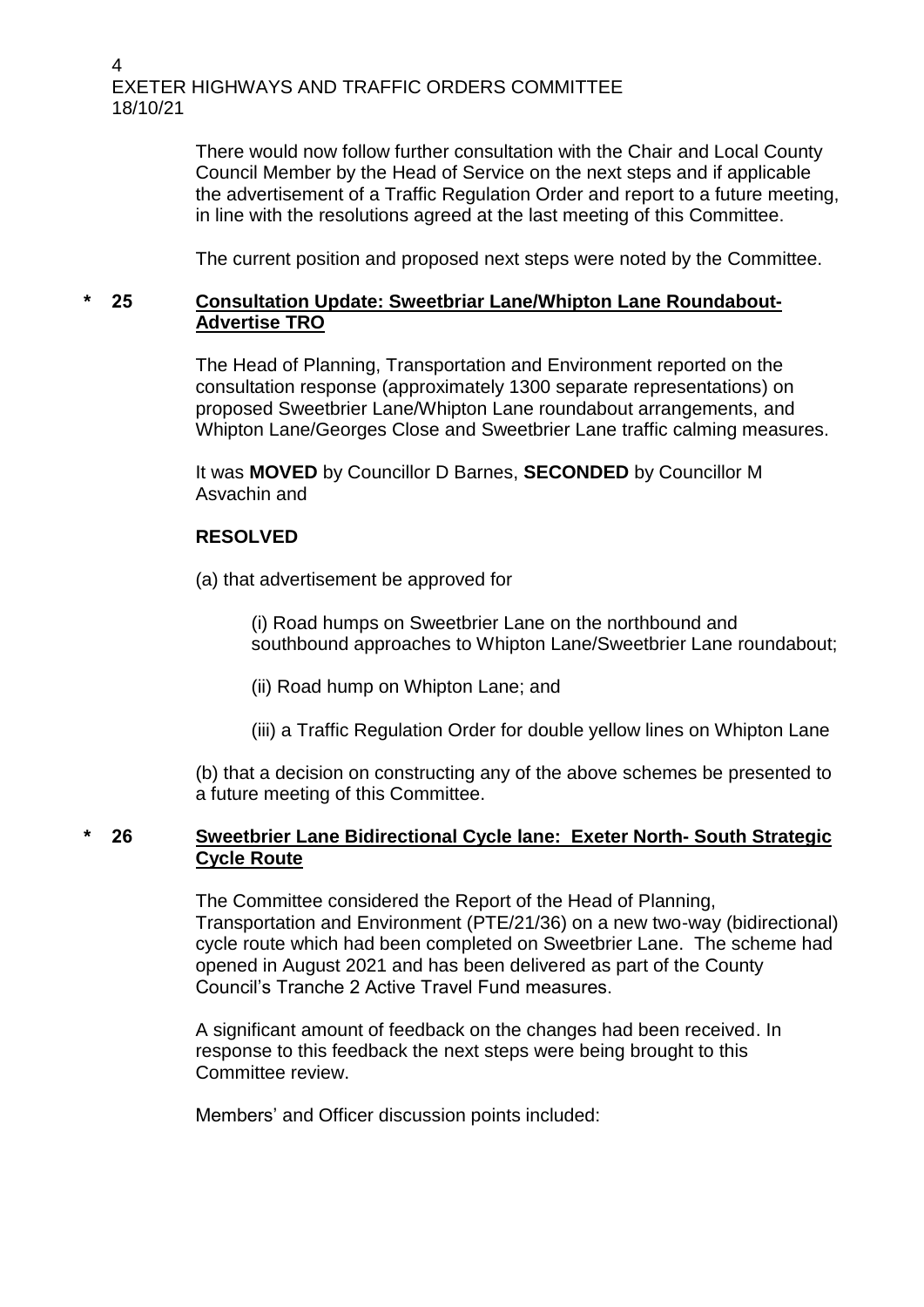There would now follow further consultation with the Chair and Local County Council Member by the Head of Service on the next steps and if applicable the advertisement of a Traffic Regulation Order and report to a future meeting, in line with the resolutions agreed at the last meeting of this Committee.

The current position and proposed next steps were noted by the Committee.

## * 25 Consultation Update: Sweetbriar Lane/Whipton Lane Roundabout- Advertise TRO

The Head of Planning, Transportation and Environment reported on the consultation response (approximately 1300 separate representations) on proposed Sweetbrier Lane/Whipton Lane roundabout arrangements, and Whipton Lane/Georges Close and Sweetbrier Lane traffic calming measures.

It was **MOVED** by Councillor D Barnes, **SECONDED** by Councillor M Asvachin and

**RESOLVED**

(a) that advertisement be approved for

(i) Road humps on Sweetbrier Lane on the northbound and southbound approaches to Whipton Lane/Sweetbrier Lane roundabout;

(ii) Road hump on Whipton Lane; and

(iii) a Traffic Regulation Order for double yellow lines on Whipton Lane

(b) that a decision on constructing any of the above schemes be presented to a future meeting of this Committee.

## * 26 Sweetbrier Lane Bidirectional Cycle lane: Exeter North- South Strategic Cycle Route

The Committee considered the Report of the Head of Planning, Transportation and Environment (PTE/21/36) on a new two-way (bidirectional) cycle route which had been completed on Sweetbrier Lane. The scheme had opened in August 2021 and has been delivered as part of the County Council's Tranche 2 Active Travel Fund measures.

A significant amount of feedback on the changes had been received. In response to this feedback the next steps were being brought to this Committee review.

Members' and Officer discussion points included: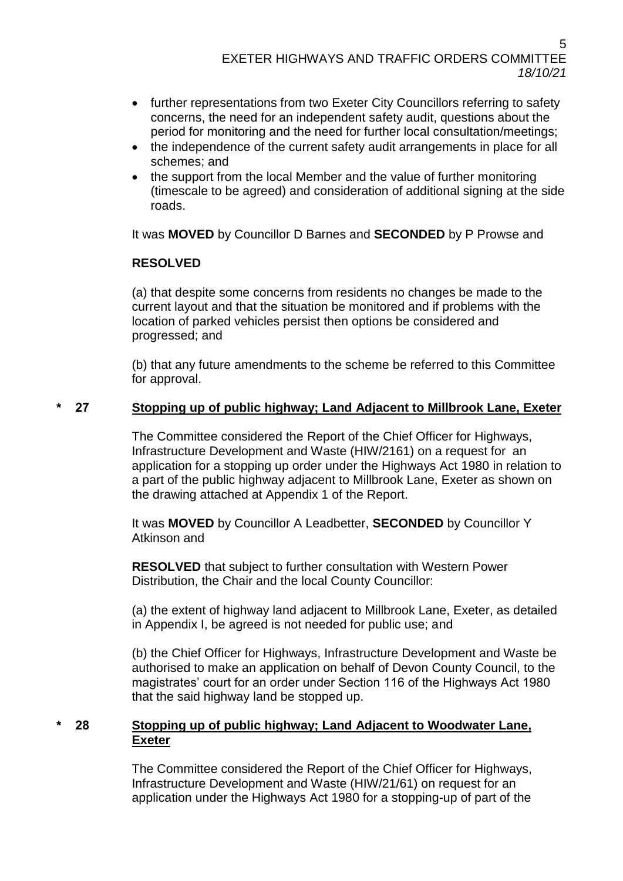- further representations from two Exeter City Councillors referring to safety concerns, the need for an independent safety audit, questions about the period for monitoring and the need for further local consultation/meetings;
- the independence of the current safety audit arrangements in place for all schemes; and
- the support from the local Member and the value of further monitoring (timescale to be agreed) and consideration of additional signing at the side roads.

It was **MOVED** by Councillor D Barnes and **SECONDED** by P Prowse and

**RESOLVED**

(a) that despite some concerns from residents no changes be made to the current layout and that the situation be monitored and if problems with the location of parked vehicles persist then options be considered and progressed; and

(b) that any future amendments to the scheme be referred to this Committee for approval.

## \* 27 Stopping up of public highway; Land Adjacent to Millbrook Lane, Exeter

The Committee considered the Report of the Chief Officer for Highways, Infrastructure Development and Waste (HIW/2161) on a request for an application for a stopping up order under the Highways Act 1980 in relation to a part of the public highway adjacent to Millbrook Lane, Exeter as shown on the drawing attached at Appendix 1 of the Report.

It was **MOVED** by Councillor A Leadbetter, **SECONDED** by Councillor Y Atkinson and

**RESOLVED** that subject to further consultation with Western Power Distribution, the Chair and the local County Councillor:

(a) the extent of highway land adjacent to Millbrook Lane, Exeter, as detailed in Appendix I, be agreed is not needed for public use; and

(b) the Chief Officer for Highways, Infrastructure Development and Waste be authorised to make an application on behalf of Devon County Council, to the magistrates' court for an order under Section 116 of the Highways Act 1980 that the said highway land be stopped up.

## \* 28 Stopping up of public highway; Land Adjacent to Woodwater Lane, Exeter

The Committee considered the Report of the Chief Officer for Highways, Infrastructure Development and Waste (HIW/21/61) on request for an application under the Highways Act 1980 for a stopping-up of part of the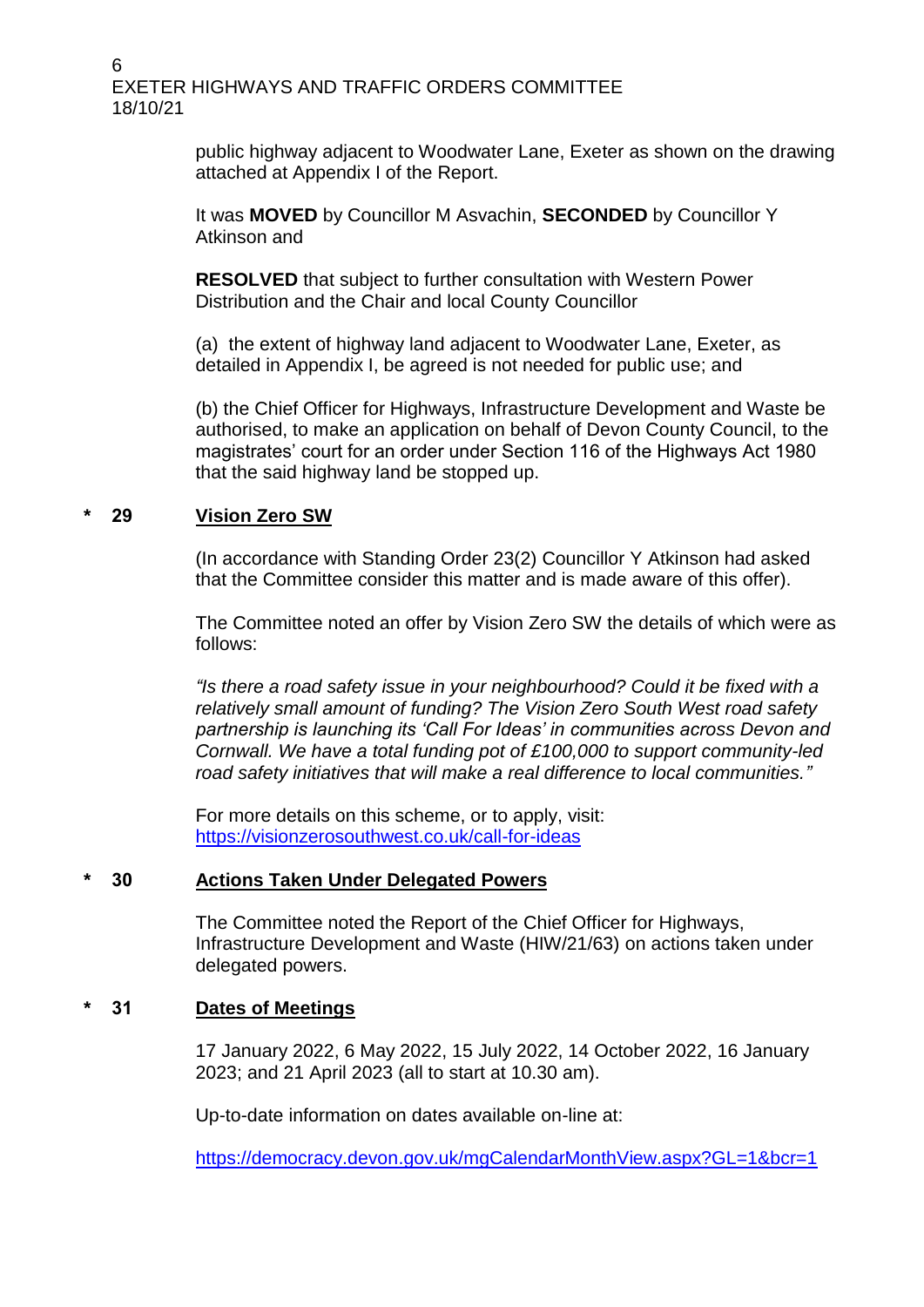public highway adjacent to Woodwater Lane, Exeter as shown on the drawing attached at Appendix I of the Report.

It was **MOVED** by Councillor M Asvachin, **SECONDED** by Councillor Y Atkinson and

**RESOLVED** that subject to further consultation with Western Power Distribution and the Chair and local County Councillor

(a) the extent of highway land adjacent to Woodwater Lane, Exeter, as detailed in Appendix I, be agreed is not needed for public use; and

(b) the Chief Officer for Highways, Infrastructure Development and Waste be authorised, to make an application on behalf of Devon County Council, to the magistrates' court for an order under Section 116 of the Highways Act 1980 that the said highway land be stopped up.

## \* 29 Vision Zero SW

(In accordance with Standing Order 23(2) Councillor Y Atkinson had asked that the Committee consider this matter and is made aware of this offer).

The Committee noted an offer by Vision Zero SW the details of which were as follows:

*"Is there a road safety issue in your neighbourhood? Could it be fixed with a relatively small amount of funding? The Vision Zero South West road safety partnership is launching its 'Call For Ideas' in communities across Devon and Cornwall. We have a total funding pot of £100,000 to support community-led road safety initiatives that will make a real difference to local communities."*

For more details on this scheme, or to apply, visit:
https://visionzerosouthwest.co.uk/call-for-ideas

## \* 30 Actions Taken Under Delegated Powers

The Committee noted the Report of the Chief Officer for Highways, Infrastructure Development and Waste (HIW/21/63) on actions taken under delegated powers.

## \* 31 Dates of Meetings

17 January 2022, 6 May 2022, 15 July 2022, 14 October 2022, 16 January 2023; and 21 April 2023 (all to start at 10.30 am).

Up-to-date information on dates available on-line at:

https://democracy.devon.gov.uk/mgCalendarMonthView.aspx?GL=1&bcr=1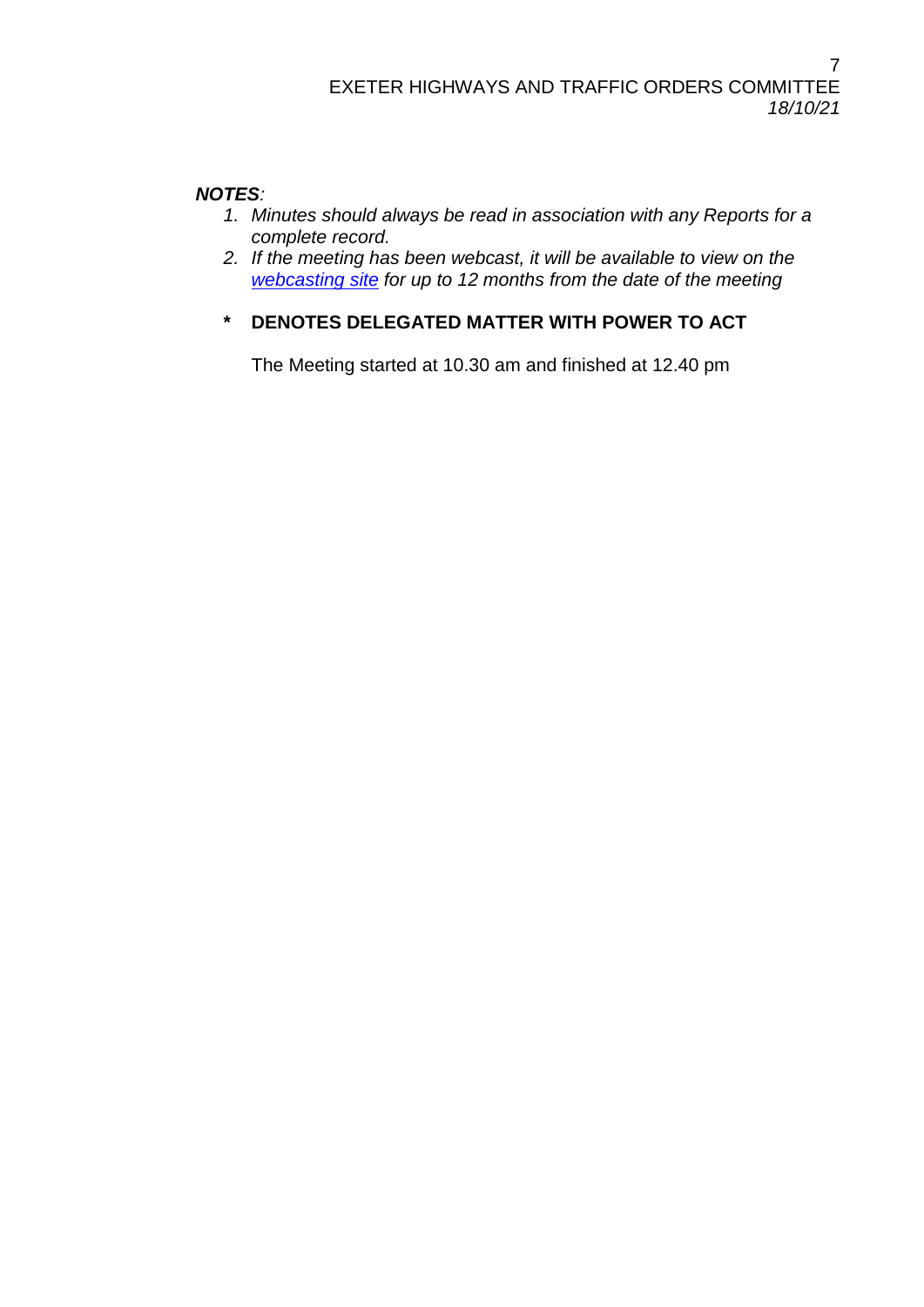***NOTES**:*

1. *Minutes should always be read in association with any Reports for a complete record.*
2. *If the meeting has been webcast, it will be available to view on the [webcasting site](webcasting site) for up to 12 months from the date of the meeting*

**\*	DENOTES DELEGATED MATTER WITH POWER TO ACT**

The Meeting started at 10.30 am and finished at 12.40 pm